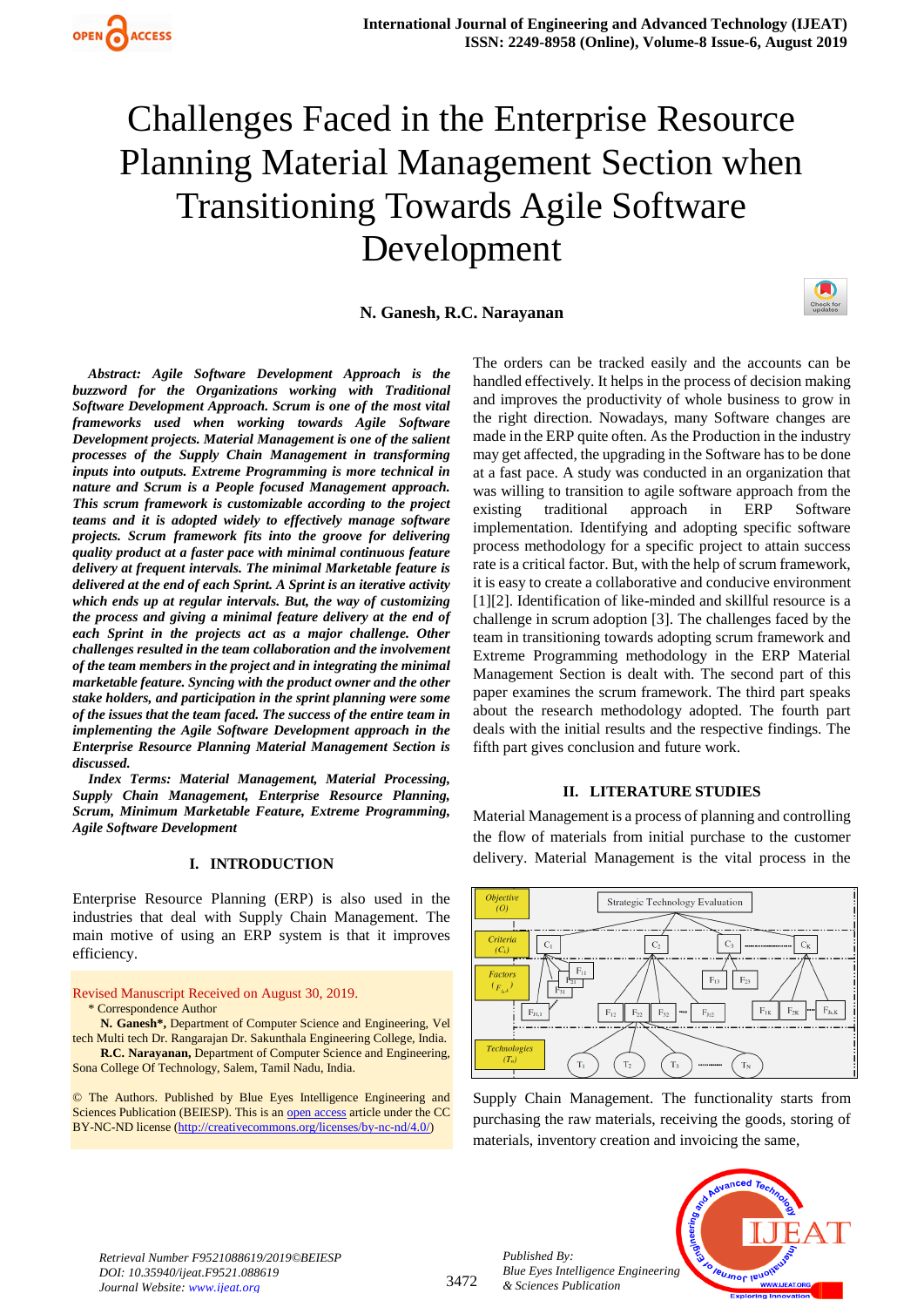# Challenges Faced in the Enterprise Resource Planning Material Management Section when Transitioning Towards Agile Software Development

**N. Ganesh, R.C. Narayanan**

***Abstract:*** ***Agile Software Development Approach is the buzzword for the Organizations working with Traditional Software Development Approach. Scrum is one of the most vital frameworks used when working towards Agile Software Development projects. Material Management is one of the salient processes of the Supply Chain Management in transforming inputs into outputs. Extreme Programming is more technical in nature and Scrum is a People focused Management approach. This scrum framework is customizable according to the project teams and it is adopted widely to effectively manage software projects. Scrum framework fits into the groove for delivering quality product at a faster pace with minimal continuous feature delivery at frequent intervals. The minimal Marketable feature is delivered at the end of each Sprint. A Sprint is an iterative activity which ends up at regular intervals. But, the way of customizing the process and giving a minimal feature delivery at the end of each Sprint in the projects act as a major challenge. Other challenges resulted in the team collaboration and the involvement of the team members in the project and in integrating the minimal marketable feature. Syncing with the product owner and the other stake holders, and participation in the sprint planning were some of the issues that the team faced. The success of the entire team in implementing the Agile Software Development approach in the Enterprise Resource Planning Material Management Section is discussed.***

***Index Terms:*** ***Material Management, Material Processing, Supply Chain Management, Enterprise Resource Planning, Scrum, Minimum Marketable Feature, Extreme Programming, Agile Software Development***

## I. INTRODUCTION

Enterprise Resource Planning (ERP) is also used in the industries that deal with Supply Chain Management. The main motive of using an ERP system is that it improves efficiency.

Revised Manuscript Received on August 30, 2019.

\* Correspondence Author

**N. Ganesh\***, Department of Computer Science and Engineering, Vel tech Multi tech Dr. Rangarajan Dr. Sakunthala Engineering College, India.

**R.C. Narayanan**, Department of Computer Science and Engineering, Sona College Of Technology, Salem, Tamil Nadu, India.

© The Authors. Published by Blue Eyes Intelligence Engineering and Sciences Publication (BEIESP). This is an open access article under the CC BY-NC-ND license (http://creativecommons.org/licenses/by-nc-nd/4.0/)

The orders can be tracked easily and the accounts can be handled effectively. It helps in the process of decision making and improves the productivity of whole business to grow in the right direction. Nowadays, many Software changes are made in the ERP quite often. As the Production in the industry may get affected, the upgrading in the Software has to be done at a fast pace. A study was conducted in an organization that was willing to transition to agile software approach from the existing traditional approach in ERP Software implementation. Identifying and adopting specific software process methodology for a specific project to attain success rate is a critical factor. But, with the help of scrum framework, it is easy to create a collaborative and conducive environment [1][2]. Identification of like-minded and skillful resource is a challenge in scrum adoption [3]. The challenges faced by the team in transitioning towards adopting scrum framework and Extreme Programming methodology in the ERP Material Management Section is dealt with. The second part of this paper examines the scrum framework. The third part speaks about the research methodology adopted. The fourth part deals with the initial results and the respective findings. The fifth part gives conclusion and future work.

## II. LITERATURE STUDIES

Material Management is a process of planning and controlling the flow of materials from initial purchase to the customer delivery. Material Management is the vital process in the Supply Chain Management. The functionality starts from purchasing the raw materials, receiving the goods, storing of materials, inventory creation and invoicing the same,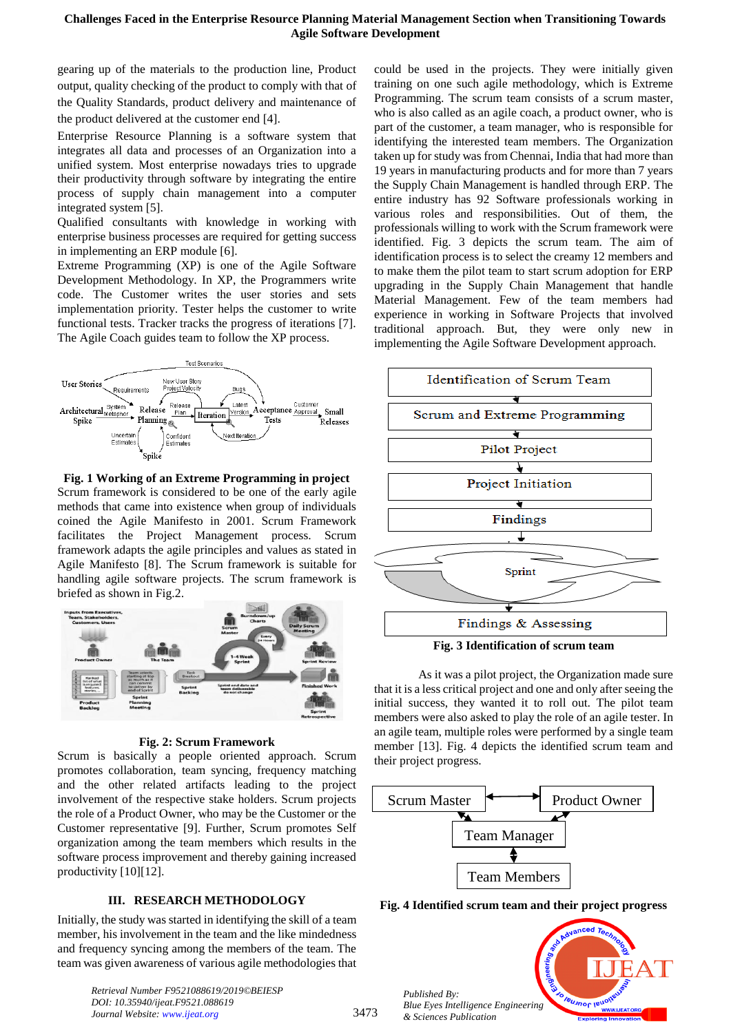gearing up of the materials to the production line, Product output, quality checking of the product to comply with that of the Quality Standards, product delivery and maintenance of the product delivered at the customer end [4].

Enterprise Resource Planning is a software system that integrates all data and processes of an Organization into a unified system. Most enterprise nowadays tries to upgrade their productivity through software by integrating the entire process of supply chain management into a computer integrated system [5].

Qualified consultants with knowledge in working with enterprise business processes are required for getting success in implementing an ERP module [6].

Extreme Programming (XP) is one of the Agile Software Development Methodology. In XP, the Programmers write code. The Customer writes the user stories and sets implementation priority. Tester helps the customer to write functional tests. Tracker tracks the progress of iterations [7]. The Agile Coach guides team to follow the XP process.

**Fig. 1 Working of an Extreme Programming in project**

Scrum framework is considered to be one of the early agile methods that came into existence when group of individuals coined the Agile Manifesto in 2001. Scrum Framework facilitates the Project Management process. Scrum framework adapts the agile principles and values as stated in Agile Manifesto [8]. The Scrum framework is suitable for handling agile software projects. The scrum framework is briefed as shown in Fig.2.

**Fig. 2: Scrum Framework**

Scrum is basically a people oriented approach. Scrum promotes collaboration, team syncing, frequency matching and the other related artifacts leading to the project involvement of the respective stake holders. Scrum projects the role of a Product Owner, who may be the Customer or the Customer representative [9]. Further, Scrum promotes Self organization among the team members which results in the software process improvement and thereby gaining increased productivity [10][12].

## III. RESEARCH METHODOLOGY

Initially, the study was started in identifying the skill of a team member, his involvement in the team and the like mindedness and frequency syncing among the members of the team. The team was given awareness of various agile methodologies that could be used in the projects. They were initially given training on one such agile methodology, which is Extreme Programming. The scrum team consists of a scrum master, who is also called as an agile coach, a product owner, who is part of the customer, a team manager, who is responsible for identifying the interested team members. The Organization taken up for study was from Chennai, India that had more than 19 years in manufacturing products and for more than 7 years the Supply Chain Management is handled through ERP. The entire industry has 92 Software professionals working in various roles and responsibilities. Out of them, the professionals willing to work with the Scrum framework were identified. Fig. 3 depicts the scrum team. The aim of identification process is to select the creamy 12 members and to make them the pilot team to start scrum adoption for ERP upgrading in the Supply Chain Management that handle Material Management. Few of the team members had experience in working in Software Projects that involved traditional approach. But, they were only new in implementing the Agile Software Development approach.

**Fig. 3 Identification of scrum team**

As it was a pilot project, the Organization made sure that it is a less critical project and one and only after seeing the initial success, they wanted to roll out. The pilot team members were also asked to play the role of an agile tester. In an agile team, multiple roles were performed by a single team member [13]. Fig. 4 depicts the identified scrum team and their project progress.

**Fig. 4 Identified scrum team and their project progress**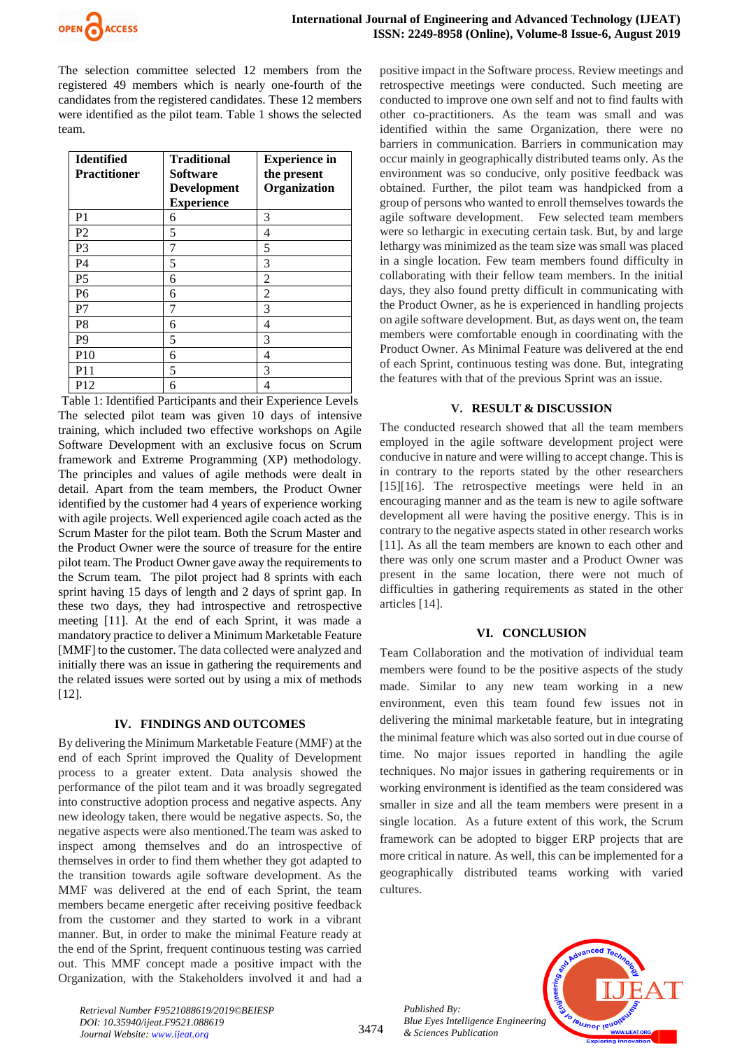The selection committee selected 12 members from the registered 49 members which is nearly one-fourth of the candidates from the registered candidates. These 12 members were identified as the pilot team. Table 1 shows the selected team.

| Identified Practitioner | Traditional Software Development Experience | Experience in the present Organization |
|---|---|---|
| P1 | 6 | 3 |
| P2 | 5 | 4 |
| P3 | 7 | 5 |
| P4 | 5 | 3 |
| P5 | 6 | 2 |
| P6 | 6 | 2 |
| P7 | 7 | 3 |
| P8 | 6 | 4 |
| P9 | 5 | 3 |
| P10 | 6 | 4 |
| P11 | 5 | 3 |
| P12 | 6 | 4 |

Table 1: Identified Participants and their Experience Levels

The selected pilot team was given 10 days of intensive training, which included two effective workshops on Agile Software Development with an exclusive focus on Scrum framework and Extreme Programming (XP) methodology. The principles and values of agile methods were dealt in detail. Apart from the team members, the Product Owner identified by the customer had 4 years of experience working with agile projects. Well experienced agile coach acted as the Scrum Master for the pilot team. Both the Scrum Master and the Product Owner were the source of treasure for the entire pilot team. The Product Owner gave away the requirements to the Scrum team. The pilot project had 8 sprints with each sprint having 15 days of length and 2 days of sprint gap. In these two days, they had introspective and retrospective meeting [11]. At the end of each Sprint, it was made a mandatory practice to deliver a Minimum Marketable Feature [MMF] to the customer. The data collected were analyzed and initially there was an issue in gathering the requirements and the related issues were sorted out by using a mix of methods [12].

## IV. FINDINGS AND OUTCOMES

By delivering the Minimum Marketable Feature (MMF) at the end of each Sprint improved the Quality of Development process to a greater extent. Data analysis showed the performance of the pilot team and it was broadly segregated into constructive adoption process and negative aspects. Any new ideology taken, there would be negative aspects. So, the negative aspects were also mentioned.The team was asked to inspect among themselves and do an introspective of themselves in order to find them whether they got adapted to the transition towards agile software development. As the MMF was delivered at the end of each Sprint, the team members became energetic after receiving positive feedback from the customer and they started to work in a vibrant manner. But, in order to make the minimal Feature ready at the end of the Sprint, frequent continuous testing was carried out. This MMF concept made a positive impact with the Organization, with the Stakeholders involved in it and had a positive impact in the Software process. Review meetings and retrospective meetings were conducted. Such meeting are conducted to improve one own self and not to find faults with other co-practitioners. As the team was small and was identified within the same Organization, there were no barriers in communication. Barriers in communication may occur mainly in geographically distributed teams only. As the environment was so conducive, only positive feedback was obtained. Further, the pilot team was handpicked from a group of persons who wanted to enroll themselves towards the agile software development. Few selected team members were so lethargic in executing certain task. But, by and large lethargy was minimized as the team size was small was placed in a single location. Few team members found difficulty in collaborating with their fellow team members. In the initial days, they also found pretty difficult in communicating with the Product Owner, as he is experienced in handling projects on agile software development. But, as days went on, the team members were comfortable enough in coordinating with the Product Owner. As Minimal Feature was delivered at the end of each Sprint, continuous testing was done. But, integrating the features with that of the previous Sprint was an issue.

## V. RESULT & DISCUSSION

The conducted research showed that all the team members employed in the agile software development project were conducive in nature and were willing to accept change. This is in contrary to the reports stated by the other researchers [15][16]. The retrospective meetings were held in an encouraging manner and as the team is new to agile software development all were having the positive energy. This is in contrary to the negative aspects stated in other research works [11]. As all the team members are known to each other and there was only one scrum master and a Product Owner was present in the same location, there were not much of difficulties in gathering requirements as stated in the other articles [14].

## VI. CONCLUSION

Team Collaboration and the motivation of individual team members were found to be the positive aspects of the study made. Similar to any new team working in a new environment, even this team found few issues not in delivering the minimal marketable feature, but in integrating the minimal feature which was also sorted out in due course of time. No major issues reported in handling the agile techniques. No major issues in gathering requirements or in working environment is identified as the team considered was smaller in size and all the team members were present in a single location. As a future extent of this work, the Scrum framework can be adopted to bigger ERP projects that are more critical in nature. As well, this can be implemented for a geographically distributed teams working with varied cultures.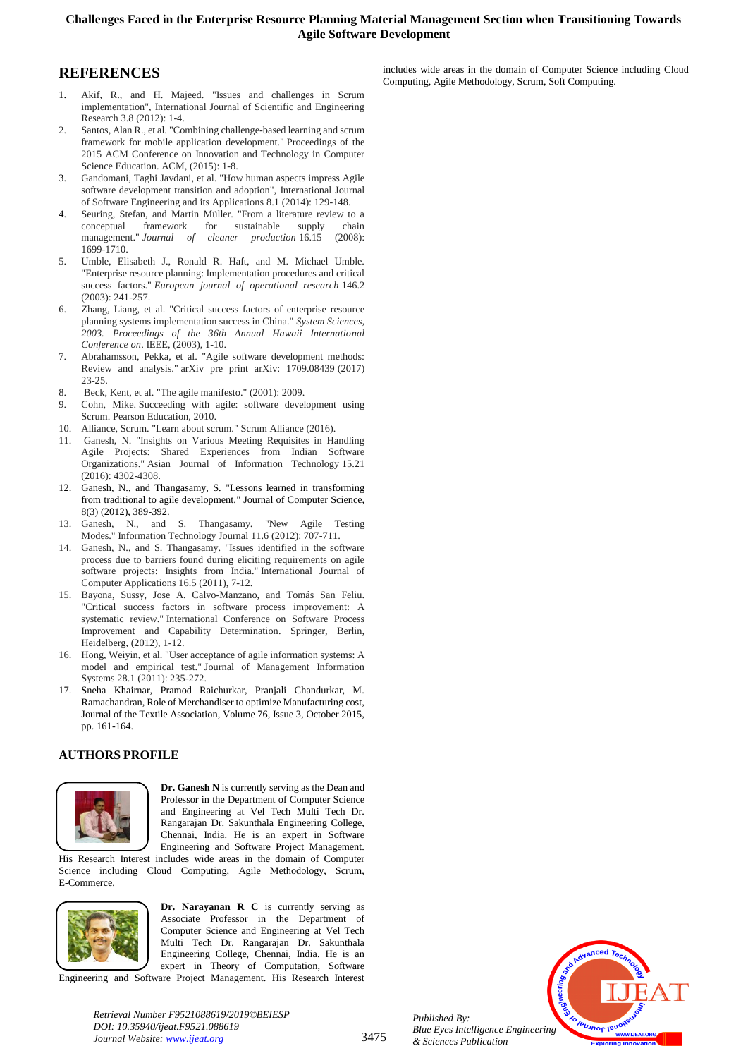## REFERENCES

1. Akif, R., and H. Majeed. "Issues and challenges in Scrum implementation", International Journal of Scientific and Engineering Research 3.8 (2012): 1-4.
2. Santos, Alan R., et al. "Combining challenge-based learning and scrum framework for mobile application development." Proceedings of the 2015 ACM Conference on Innovation and Technology in Computer Science Education. ACM, (2015): 1-8.
3. Gandomani, Taghi Javdani, et al. "How human aspects impress Agile software development transition and adoption", International Journal of Software Engineering and its Applications 8.1 (2014): 129-148.
4. Seuring, Stefan, and Martin Müller. "From a literature review to a conceptual framework for sustainable supply chain management." *Journal of cleaner production* 16.15 (2008): 1699-1710.
5. Umble, Elisabeth J., Ronald R. Haft, and M. Michael Umble. "Enterprise resource planning: Implementation procedures and critical success factors." *European journal of operational research* 146.2 (2003): 241-257.
6. Zhang, Liang, et al. "Critical success factors of enterprise resource planning systems implementation success in China." *System Sciences, 2003. Proceedings of the 36th Annual Hawaii International Conference on*. IEEE, (2003), 1-10.
7. Abrahamsson, Pekka, et al. "Agile software development methods: Review and analysis." arXiv pre print arXiv: 1709.08439 (2017) 23-25.
8. Beck, Kent, et al. "The agile manifesto." (2001): 2009.
9. Cohn, Mike. Succeeding with agile: software development using Scrum. Pearson Education, 2010.
10. Alliance, Scrum. "Learn about scrum." Scrum Alliance (2016).
11. Ganesh, N. "Insights on Various Meeting Requisites in Handling Agile Projects: Shared Experiences from Indian Software Organizations." Asian Journal of Information Technology 15.21 (2016): 4302-4308.
12. Ganesh, N., and Thangasamy, S. "Lessons learned in transforming from traditional to agile development." Journal of Computer Science, 8(3) (2012), 389-392.
13. Ganesh, N., and S. Thangasamy. "New Agile Testing Modes." Information Technology Journal 11.6 (2012): 707-711.
14. Ganesh, N., and S. Thangasamy. "Issues identified in the software process due to barriers found during eliciting requirements on agile software projects: Insights from India." International Journal of Computer Applications 16.5 (2011), 7-12.
15. Bayona, Sussy, Jose A. Calvo-Manzano, and Tomás San Feliu. "Critical success factors in software process improvement: A systematic review." International Conference on Software Process Improvement and Capability Determination. Springer, Berlin, Heidelberg, (2012), 1-12.
16. Hong, Weiyin, et al. "User acceptance of agile information systems: A model and empirical test." Journal of Management Information Systems 28.1 (2011): 235-272.
17. Sneha Khairnar, Pramod Raichurkar, Pranjali Chandurkar, M. Ramachandran, Role of Merchandiser to optimize Manufacturing cost, Journal of the Textile Association, Volume 76, Issue 3, October 2015, pp. 161-164.

## AUTHORS PROFILE

**Dr. Ganesh N** is currently serving as the Dean and Professor in the Department of Computer Science and Engineering at Vel Tech Multi Tech Dr. Rangarajan Dr. Sakunthala Engineering College, Chennai, India. He is an expert in Software Engineering and Software Project Management. His Research Interest includes wide areas in the domain of Computer Science including Cloud Computing, Agile Methodology, Scrum, E-Commerce.

**Dr. Narayanan R C** is currently serving as Associate Professor in the Department of Computer Science and Engineering at Vel Tech Multi Tech Dr. Rangarajan Dr. Sakunthala Engineering College, Chennai, India. He is an expert in Theory of Computation, Software Engineering and Software Project Management. His Research Interest includes wide areas in the domain of Computer Science including Cloud Computing, Agile Methodology, Scrum, Soft Computing.